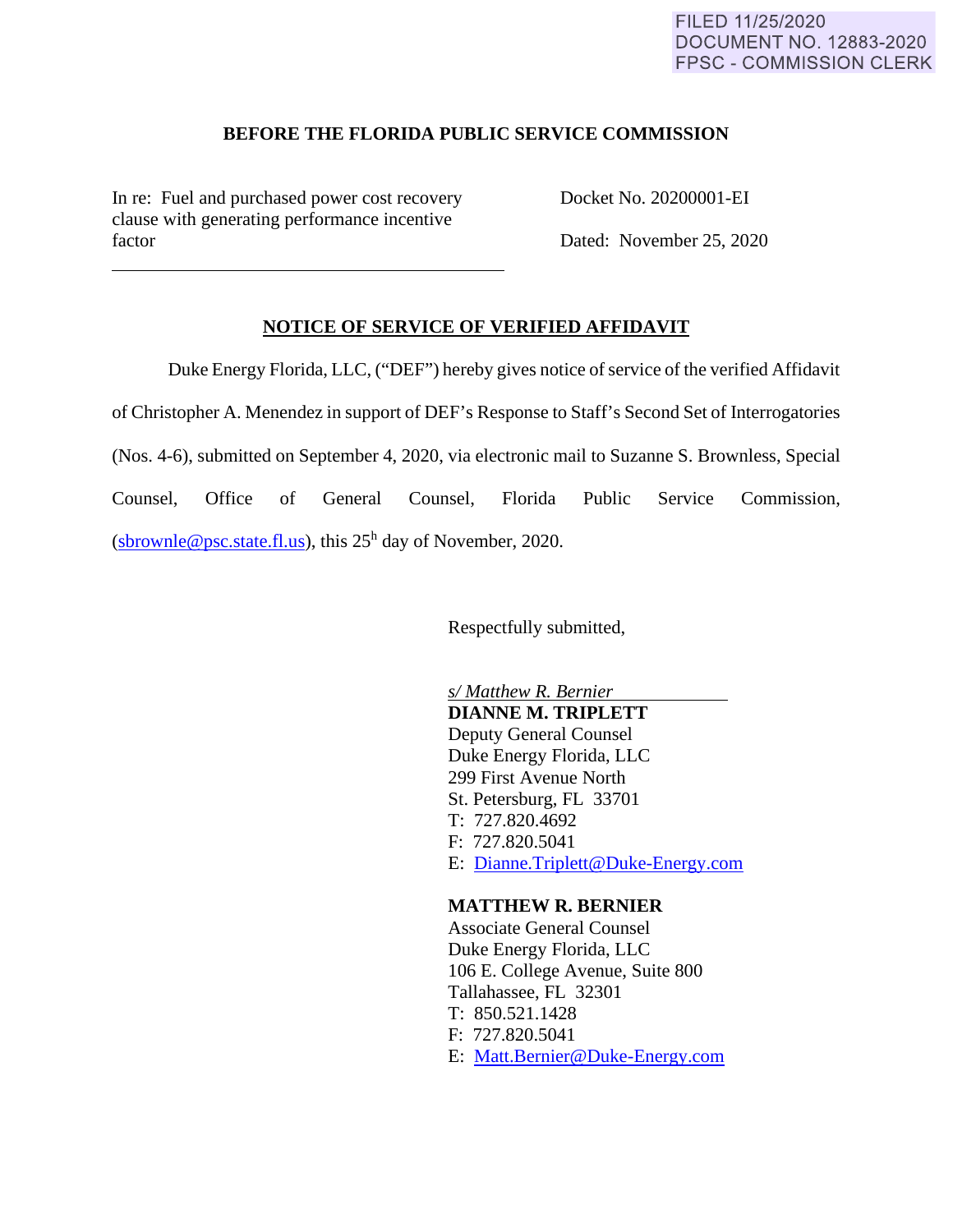FILED 11/25/2020
DOCUMENT NO. 12883-2020
FPSC - COMMISSION CLERK

**BEFORE THE FLORIDA PUBLIC SERVICE COMMISSION**

In re: Fuel and purchased power cost recovery clause with generating performance incentive factor

Docket No. 20200001-EI

Dated: November 25, 2020

---

**NOTICE OF SERVICE OF VERIFIED AFFIDAVIT**

Duke Energy Florida, LLC, ("DEF") hereby gives notice of service of the verified Affidavit of Christopher A. Menendez in support of DEF's Response to Staff's Second Set of Interrogatories (Nos. 4-6), submitted on September 4, 2020, via electronic mail to Suzanne S. Brownless, Special Counsel, Office of General Counsel, Florida Public Service Commission, (sbrownle@psc.state.fl.us), this 25h day of November, 2020.

Respectfully submitted,

*s/ Matthew R. Bernier*
**DIANNE M. TRIPLETT**
Deputy General Counsel
Duke Energy Florida, LLC
299 First Avenue North
St. Petersburg, FL 33701
T: 727.820.4692
F: 727.820.5041
E: Dianne.Triplett@Duke-Energy.com

**MATTHEW R. BERNIER**
Associate General Counsel
Duke Energy Florida, LLC
106 E. College Avenue, Suite 800
Tallahassee, FL 32301
T: 850.521.1428
F: 727.820.5041
E: Matt.Bernier@Duke-Energy.com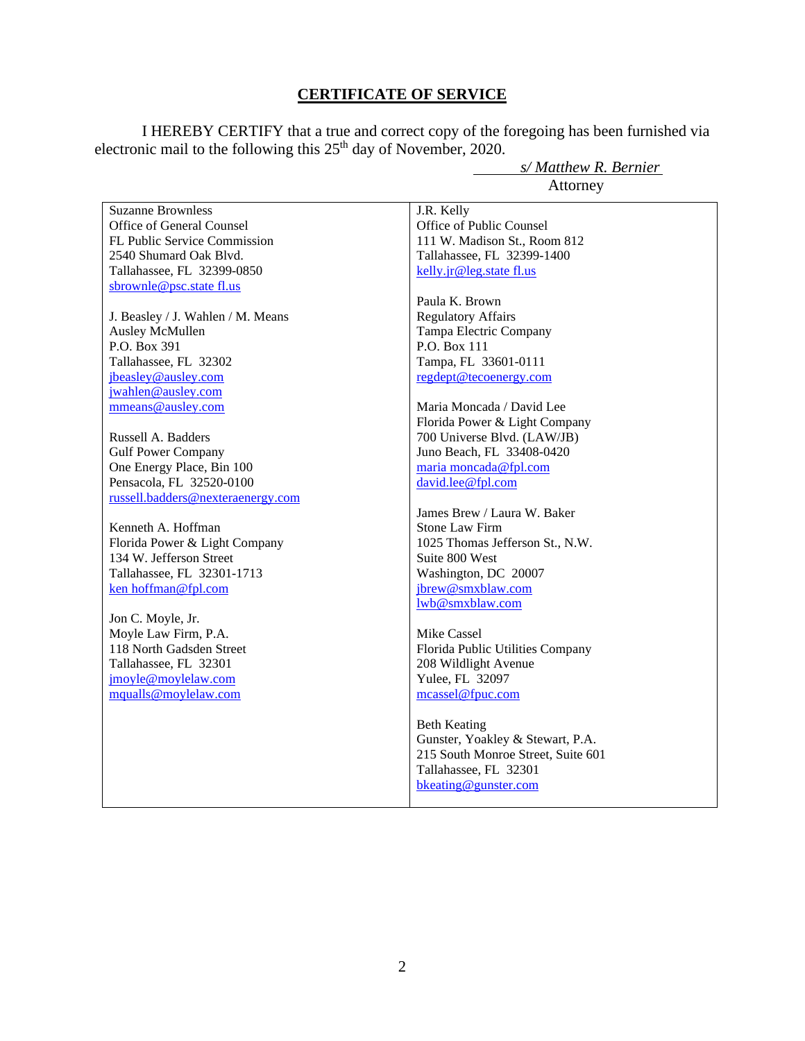## CERTIFICATE OF SERVICE

I HEREBY CERTIFY that a true and correct copy of the foregoing has been furnished via electronic mail to the following this 25th day of November, 2020.

*s/ Matthew R. Bernier*
Attorney

| | |
|---|---|
| Suzanne Brownless<br>Office of General Counsel<br>FL Public Service Commission<br>2540 Shumard Oak Blvd.<br>Tallahassee, FL 32399-0850<br>sbrownle@psc.state fl.us<br><br>J. Beasley / J. Wahlen / M. Means<br>Ausley McMullen<br>P.O. Box 391<br>Tallahassee, FL 32302<br>jbeasley@ausley.com<br>jwahlen@ausley.com<br>mmeans@ausley.com<br><br>Russell A. Badders<br>Gulf Power Company<br>One Energy Place, Bin 100<br>Pensacola, FL 32520-0100<br>russell.badders@nexteraenergy.com<br><br>Kenneth A. Hoffman<br>Florida Power & Light Company<br>134 W. Jefferson Street<br>Tallahassee, FL 32301-1713<br>ken hoffman@fpl.com<br><br>Jon C. Moyle, Jr.<br>Moyle Law Firm, P.A.<br>118 North Gadsden Street<br>Tallahassee, FL 32301<br>jmoyle@moylelaw.com<br>mqualls@moylelaw.com | J.R. Kelly<br>Office of Public Counsel<br>111 W. Madison St., Room 812<br>Tallahassee, FL 32399-1400<br>kelly.jr@leg.state fl.us<br><br>Paula K. Brown<br>Regulatory Affairs<br>Tampa Electric Company<br>P.O. Box 111<br>Tampa, FL 33601-0111<br>regdept@tecoenergy.com<br><br>Maria Moncada / David Lee<br>Florida Power & Light Company<br>700 Universe Blvd. (LAW/JB)<br>Juno Beach, FL 33408-0420<br>maria moncada@fpl.com<br>david.lee@fpl.com<br><br>James Brew / Laura W. Baker<br>Stone Law Firm<br>1025 Thomas Jefferson St., N.W.<br>Suite 800 West<br>Washington, DC 20007<br>jbrew@smxblaw.com<br>lwb@smxblaw.com<br><br>Mike Cassel<br>Florida Public Utilities Company<br>208 Wildlight Avenue<br>Yulee, FL 32097<br>mcassel@fpuc.com<br><br>Beth Keating<br>Gunster, Yoakley & Stewart, P.A.<br>215 South Monroe Street, Suite 601<br>Tallahassee, FL 32301<br>bkeating@gunster.com |